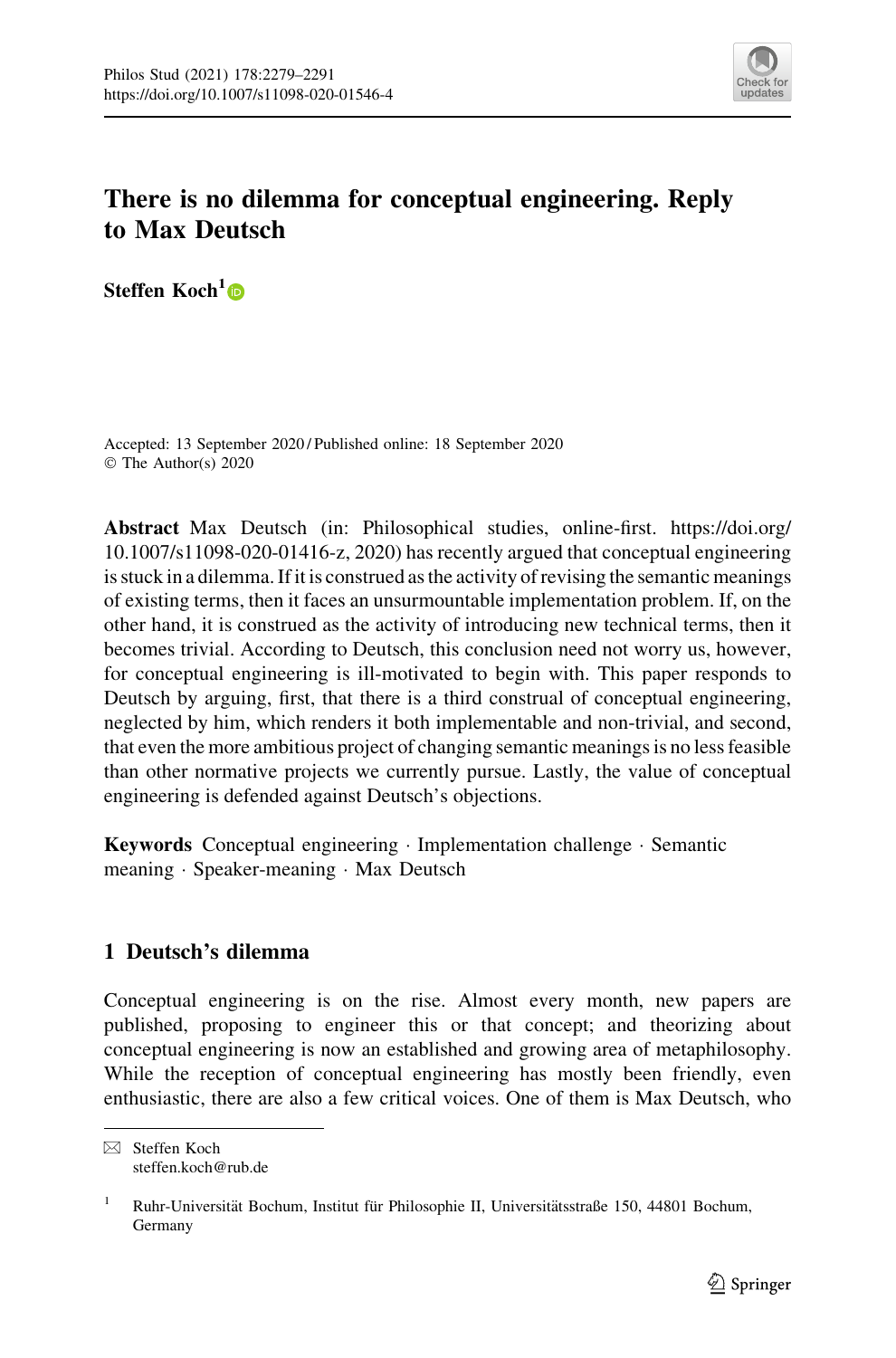# There is no dilemma for conceptual engineering. Reply to Max Deutsch

**Steffen Koch**[1]

Accepted: 13 September 2020 / Published online: 18 September 2020
© The Author(s) 2020

**Abstract** Max Deutsch (in: Philosophical studies, online-first. https://doi.org/10.1007/s11098-020-01416-z, 2020) has recently argued that conceptual engineering is stuck in a dilemma. If it is construed as the activity of revising the semantic meanings of existing terms, then it faces an unsurmountable implementation problem. If, on the other hand, it is construed as the activity of introducing new technical terms, then it becomes trivial. According to Deutsch, this conclusion need not worry us, however, for conceptual engineering is ill-motivated to begin with. This paper responds to Deutsch by arguing, first, that there is a third construal of conceptual engineering, neglected by him, which renders it both implementable and non-trivial, and second, that even the more ambitious project of changing semantic meanings is no less feasible than other normative projects we currently pursue. Lastly, the value of conceptual engineering is defended against Deutsch's objections.

**Keywords** Conceptual engineering · Implementation challenge · Semantic meaning · Speaker-meaning · Max Deutsch

## 1 Deutsch's dilemma

Conceptual engineering is on the rise. Almost every month, new papers are published, proposing to engineer this or that concept; and theorizing about conceptual engineering is now an established and growing area of metaphilosophy. While the reception of conceptual engineering has mostly been friendly, even enthusiastic, there are also a few critical voices. One of them is Max Deutsch, who

---

✉ Steffen Koch
steffen.koch@rub.de

[1] Ruhr-Universität Bochum, Institut für Philosophie II, Universitätsstraße 150, 44801 Bochum, Germany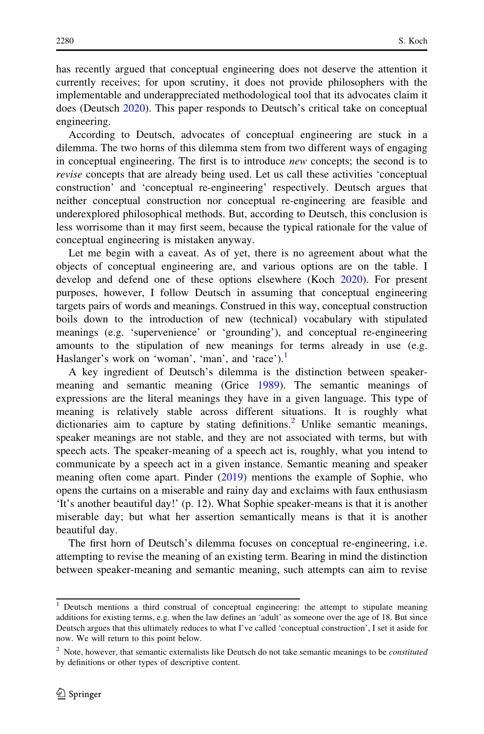has recently argued that conceptual engineering does not deserve the attention it currently receives; for upon scrutiny, it does not provide philosophers with the implementable and underappreciated methodological tool that its advocates claim it does (Deutsch 2020). This paper responds to Deutsch's critical take on conceptual engineering.

According to Deutsch, advocates of conceptual engineering are stuck in a dilemma. The two horns of this dilemma stem from two different ways of engaging in conceptual engineering. The first is to introduce *new* concepts; the second is to *revise* concepts that are already being used. Let us call these activities 'conceptual construction' and 'conceptual re-engineering' respectively. Deutsch argues that neither conceptual construction nor conceptual re-engineering are feasible and underexplored philosophical methods. But, according to Deutsch, this conclusion is less worrisome than it may first seem, because the typical rationale for the value of conceptual engineering is mistaken anyway.

Let me begin with a caveat. As of yet, there is no agreement about what the objects of conceptual engineering are, and various options are on the table. I develop and defend one of these options elsewhere (Koch 2020). For present purposes, however, I follow Deutsch in assuming that conceptual engineering targets pairs of words and meanings. Construed in this way, conceptual construction boils down to the introduction of new (technical) vocabulary with stipulated meanings (e.g. 'supervenience' or 'grounding'), and conceptual re-engineering amounts to the stipulation of new meanings for terms already in use (e.g. Haslanger's work on 'woman', 'man', and 'race').[1]

A key ingredient of Deutsch's dilemma is the distinction between speaker-meaning and semantic meaning (Grice 1989). The semantic meanings of expressions are the literal meanings they have in a given language. This type of meaning is relatively stable across different situations. It is roughly what dictionaries aim to capture by stating definitions.[2] Unlike semantic meanings, speaker meanings are not stable, and they are not associated with terms, but with speech acts. The speaker-meaning of a speech act is, roughly, what you intend to communicate by a speech act in a given instance. Semantic meaning and speaker meaning often come apart. Pinder (2019) mentions the example of Sophie, who opens the curtains on a miserable and rainy day and exclaims with faux enthusiasm 'It's another beautiful day!' (p. 12). What Sophie speaker-means is that it is another miserable day; but what her assertion semantically means is that it is another beautiful day.

The first horn of Deutsch's dilemma focuses on conceptual re-engineering, i.e. attempting to revise the meaning of an existing term. Bearing in mind the distinction between speaker-meaning and semantic meaning, such attempts can aim to revise

[1] Deutsch mentions a third construal of conceptual engineering: the attempt to stipulate meaning additions for existing terms, e.g. when the law defines an 'adult' as someone over the age of 18. But since Deutsch argues that this ultimately reduces to what I've called 'conceptual construction', I set it aside for now. We will return to this point below.

[2] Note, however, that semantic externalists like Deutsch do not take semantic meanings to be *constituted* by definitions or other types of descriptive content.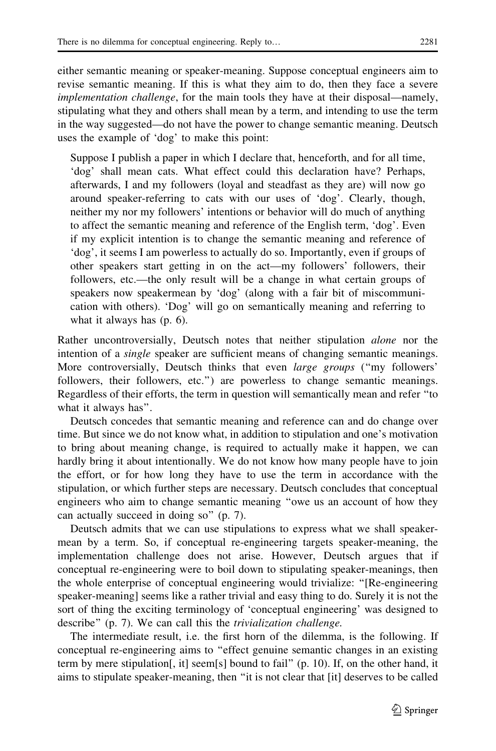either semantic meaning or speaker-meaning. Suppose conceptual engineers aim to revise semantic meaning. If this is what they aim to do, then they face a severe *implementation challenge*, for the main tools they have at their disposal—namely, stipulating what they and others shall mean by a term, and intending to use the term in the way suggested—do not have the power to change semantic meaning. Deutsch uses the example of 'dog' to make this point:

> Suppose I publish a paper in which I declare that, henceforth, and for all time, 'dog' shall mean cats. What effect could this declaration have? Perhaps, afterwards, I and my followers (loyal and steadfast as they are) will now go around speaker-referring to cats with our uses of 'dog'. Clearly, though, neither my nor my followers' intentions or behavior will do much of anything to affect the semantic meaning and reference of the English term, 'dog'. Even if my explicit intention is to change the semantic meaning and reference of 'dog', it seems I am powerless to actually do so. Importantly, even if groups of other speakers start getting in on the act—my followers' followers, their followers, etc.—the only result will be a change in what certain groups of speakers now speakermean by 'dog' (along with a fair bit of miscommunication with others). 'Dog' will go on semantically meaning and referring to what it always has (p. 6).

Rather uncontroversially, Deutsch notes that neither stipulation *alone* nor the intention of a *single* speaker are sufficient means of changing semantic meanings. More controversially, Deutsch thinks that even *large groups* ("my followers' followers, their followers, etc.") are powerless to change semantic meanings. Regardless of their efforts, the term in question will semantically mean and refer "to what it always has".

Deutsch concedes that semantic meaning and reference can and do change over time. But since we do not know what, in addition to stipulation and one's motivation to bring about meaning change, is required to actually make it happen, we can hardly bring it about intentionally. We do not know how many people have to join the effort, or for how long they have to use the term in accordance with the stipulation, or which further steps are necessary. Deutsch concludes that conceptual engineers who aim to change semantic meaning "owe us an account of how they can actually succeed in doing so" (p. 7).

Deutsch admits that we can use stipulations to express what we shall speaker-mean by a term. So, if conceptual re-engineering targets speaker-meaning, the implementation challenge does not arise. However, Deutsch argues that if conceptual re-engineering were to boil down to stipulating speaker-meanings, then the whole enterprise of conceptual engineering would trivialize: "[Re-engineering speaker-meaning] seems like a rather trivial and easy thing to do. Surely it is not the sort of thing the exciting terminology of 'conceptual engineering' was designed to describe" (p. 7). We can call this the *trivialization challenge.*

The intermediate result, i.e. the first horn of the dilemma, is the following. If conceptual re-engineering aims to "effect genuine semantic changes in an existing term by mere stipulation[, it] seem[s] bound to fail" (p. 10). If, on the other hand, it aims to stipulate speaker-meaning, then "it is not clear that [it] deserves to be called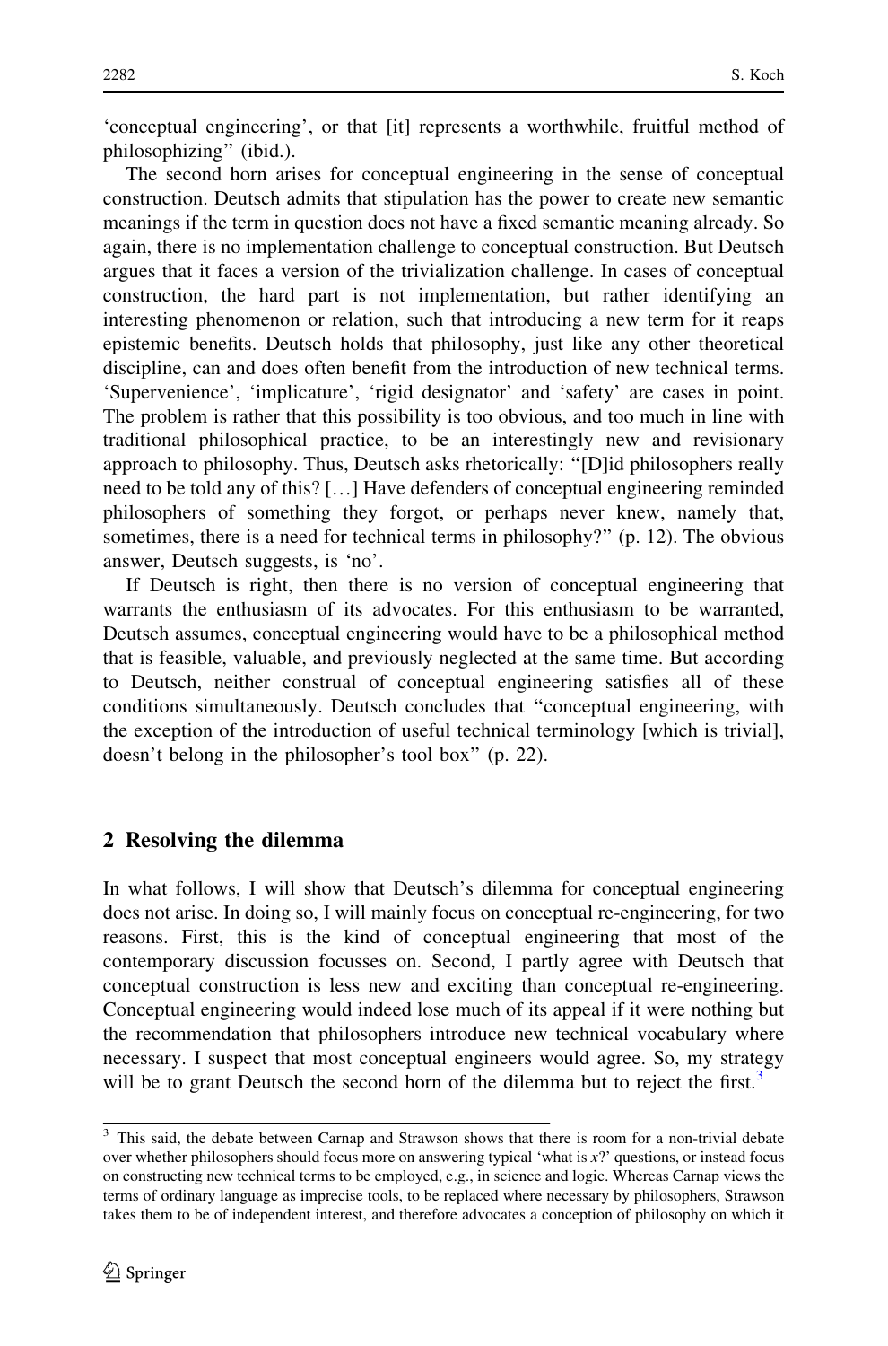'conceptual engineering', or that [it] represents a worthwhile, fruitful method of philosophizing" (ibid.).

The second horn arises for conceptual engineering in the sense of conceptual construction. Deutsch admits that stipulation has the power to create new semantic meanings if the term in question does not have a fixed semantic meaning already. So again, there is no implementation challenge to conceptual construction. But Deutsch argues that it faces a version of the trivialization challenge. In cases of conceptual construction, the hard part is not implementation, but rather identifying an interesting phenomenon or relation, such that introducing a new term for it reaps epistemic benefits. Deutsch holds that philosophy, just like any other theoretical discipline, can and does often benefit from the introduction of new technical terms. 'Supervenience', 'implicature', 'rigid designator' and 'safety' are cases in point. The problem is rather that this possibility is too obvious, and too much in line with traditional philosophical practice, to be an interestingly new and revisionary approach to philosophy. Thus, Deutsch asks rhetorically: "[D]id philosophers really need to be told any of this? […] Have defenders of conceptual engineering reminded philosophers of something they forgot, or perhaps never knew, namely that, sometimes, there is a need for technical terms in philosophy?" (p. 12). The obvious answer, Deutsch suggests, is 'no'.

If Deutsch is right, then there is no version of conceptual engineering that warrants the enthusiasm of its advocates. For this enthusiasm to be warranted, Deutsch assumes, conceptual engineering would have to be a philosophical method that is feasible, valuable, and previously neglected at the same time. But according to Deutsch, neither construal of conceptual engineering satisfies all of these conditions simultaneously. Deutsch concludes that "conceptual engineering, with the exception of the introduction of useful technical terminology [which is trivial], doesn't belong in the philosopher's tool box" (p. 22).

## 2 Resolving the dilemma

In what follows, I will show that Deutsch's dilemma for conceptual engineering does not arise. In doing so, I will mainly focus on conceptual re-engineering, for two reasons. First, this is the kind of conceptual engineering that most of the contemporary discussion focusses on. Second, I partly agree with Deutsch that conceptual construction is less new and exciting than conceptual re-engineering. Conceptual engineering would indeed lose much of its appeal if it were nothing but the recommendation that philosophers introduce new technical vocabulary where necessary. I suspect that most conceptual engineers would agree. So, my strategy will be to grant Deutsch the second horn of the dilemma but to reject the first.[3]

[3] This said, the debate between Carnap and Strawson shows that there is room for a non-trivial debate over whether philosophers should focus more on answering typical 'what is *x*?' questions, or instead focus on constructing new technical terms to be employed, e.g., in science and logic. Whereas Carnap views the terms of ordinary language as imprecise tools, to be replaced where necessary by philosophers, Strawson takes them to be of independent interest, and therefore advocates a conception of philosophy on which it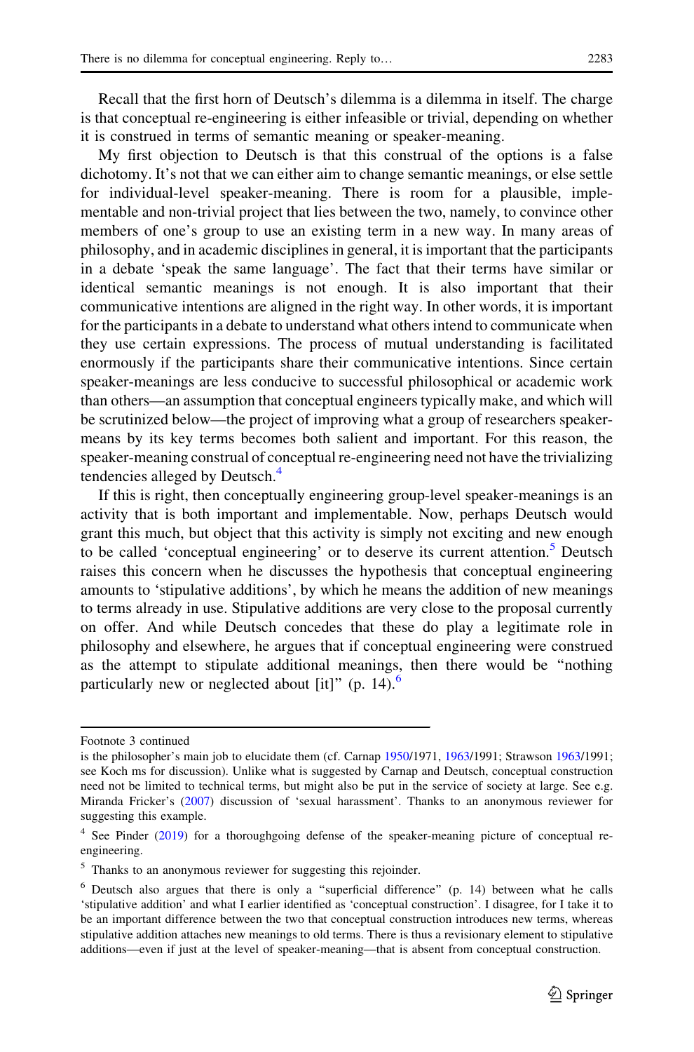Recall that the first horn of Deutsch's dilemma is a dilemma in itself. The charge is that conceptual re-engineering is either infeasible or trivial, depending on whether it is construed in terms of semantic meaning or speaker-meaning.

My first objection to Deutsch is that this construal of the options is a false dichotomy. It's not that we can either aim to change semantic meanings, or else settle for individual-level speaker-meaning. There is room for a plausible, implementable and non-trivial project that lies between the two, namely, to convince other members of one's group to use an existing term in a new way. In many areas of philosophy, and in academic disciplines in general, it is important that the participants in a debate 'speak the same language'. The fact that their terms have similar or identical semantic meanings is not enough. It is also important that their communicative intentions are aligned in the right way. In other words, it is important for the participants in a debate to understand what others intend to communicate when they use certain expressions. The process of mutual understanding is facilitated enormously if the participants share their communicative intentions. Since certain speaker-meanings are less conducive to successful philosophical or academic work than others—an assumption that conceptual engineers typically make, and which will be scrutinized below—the project of improving what a group of researchers speaker-means by its key terms becomes both salient and important. For this reason, the speaker-meaning construal of conceptual re-engineering need not have the trivializing tendencies alleged by Deutsch.[4]

If this is right, then conceptually engineering group-level speaker-meanings is an activity that is both important and implementable. Now, perhaps Deutsch would grant this much, but object that this activity is simply not exciting and new enough to be called 'conceptual engineering' or to deserve its current attention.[5] Deutsch raises this concern when he discusses the hypothesis that conceptual engineering amounts to 'stipulative additions', by which he means the addition of new meanings to terms already in use. Stipulative additions are very close to the proposal currently on offer. And while Deutsch concedes that these do play a legitimate role in philosophy and elsewhere, he argues that if conceptual engineering were construed as the attempt to stipulate additional meanings, then there would be "nothing particularly new or neglected about [it]" (p. 14).[6]

---

Footnote 3 continued

is the philosopher's main job to elucidate them (cf. Carnap 1950/1971, 1963/1991; Strawson 1963/1991; see Koch ms for discussion). Unlike what is suggested by Carnap and Deutsch, conceptual construction need not be limited to technical terms, but might also be put in the service of society at large. See e.g. Miranda Fricker's (2007) discussion of 'sexual harassment'. Thanks to an anonymous reviewer for suggesting this example.

[4] See Pinder (2019) for a thoroughgoing defense of the speaker-meaning picture of conceptual re-engineering.

[5] Thanks to an anonymous reviewer for suggesting this rejoinder.

[6] Deutsch also argues that there is only a "superficial difference" (p. 14) between what he calls 'stipulative addition' and what I earlier identified as 'conceptual construction'. I disagree, for I take it to be an important difference between the two that conceptual construction introduces new terms, whereas stipulative addition attaches new meanings to old terms. There is thus a revisionary element to stipulative additions—even if just at the level of speaker-meaning—that is absent from conceptual construction.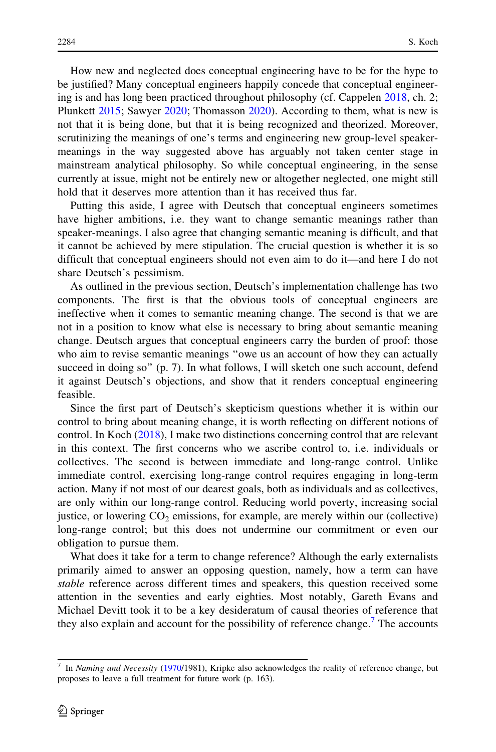How new and neglected does conceptual engineering have to be for the hype to be justified? Many conceptual engineers happily concede that conceptual engineering is and has long been practiced throughout philosophy (cf. Cappelen 2018, ch. 2; Plunkett 2015; Sawyer 2020; Thomasson 2020). According to them, what is new is not that it is being done, but that it is being recognized and theorized. Moreover, scrutinizing the meanings of one's terms and engineering new group-level speaker-meanings in the way suggested above has arguably not taken center stage in mainstream analytical philosophy. So while conceptual engineering, in the sense currently at issue, might not be entirely new or altogether neglected, one might still hold that it deserves more attention than it has received thus far.

Putting this aside, I agree with Deutsch that conceptual engineers sometimes have higher ambitions, i.e. they want to change semantic meanings rather than speaker-meanings. I also agree that changing semantic meaning is difficult, and that it cannot be achieved by mere stipulation. The crucial question is whether it is so difficult that conceptual engineers should not even aim to do it—and here I do not share Deutsch's pessimism.

As outlined in the previous section, Deutsch's implementation challenge has two components. The first is that the obvious tools of conceptual engineers are ineffective when it comes to semantic meaning change. The second is that we are not in a position to know what else is necessary to bring about semantic meaning change. Deutsch argues that conceptual engineers carry the burden of proof: those who aim to revise semantic meanings "owe us an account of how they can actually succeed in doing so" (p. 7). In what follows, I will sketch one such account, defend it against Deutsch's objections, and show that it renders conceptual engineering feasible.

Since the first part of Deutsch's skepticism questions whether it is within our control to bring about meaning change, it is worth reflecting on different notions of control. In Koch (2018), I make two distinctions concerning control that are relevant in this context. The first concerns who we ascribe control to, i.e. individuals or collectives. The second is between immediate and long-range control. Unlike immediate control, exercising long-range control requires engaging in long-term action. Many if not most of our dearest goals, both as individuals and as collectives, are only within our long-range control. Reducing world poverty, increasing social justice, or lowering $CO_2$ emissions, for example, are merely within our (collective) long-range control; but this does not undermine our commitment or even our obligation to pursue them.

What does it take for a term to change reference? Although the early externalists primarily aimed to answer an opposing question, namely, how a term can have *stable* reference across different times and speakers, this question received some attention in the seventies and early eighties. Most notably, Gareth Evans and Michael Devitt took it to be a key desideratum of causal theories of reference that they also explain and account for the possibility of reference change.[7] The accounts

---

[7] In *Naming and Necessity* (1970/1981), Kripke also acknowledges the reality of reference change, but proposes to leave a full treatment for future work (p. 163).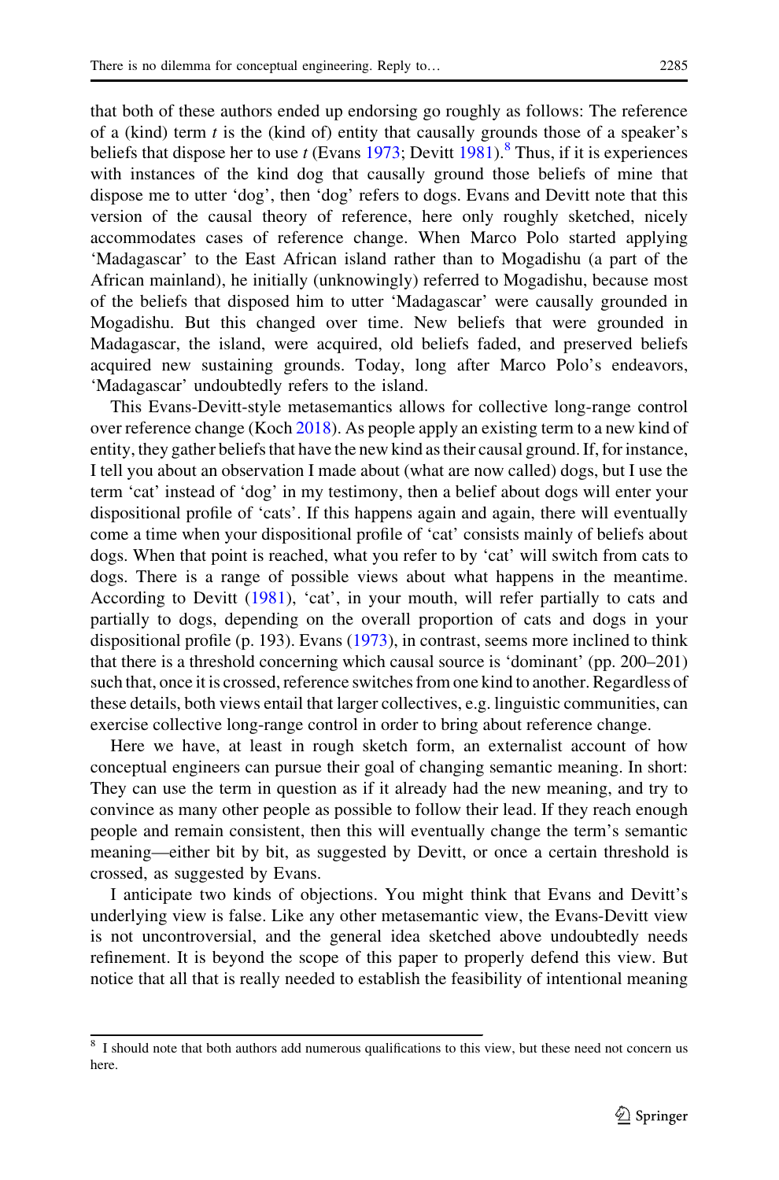that both of these authors ended up endorsing go roughly as follows: The reference of a (kind) term *t* is the (kind of) entity that causally grounds those of a speaker's beliefs that dispose her to use *t* (Evans 1973; Devitt 1981).[8] Thus, if it is experiences with instances of the kind dog that causally ground those beliefs of mine that dispose me to utter 'dog', then 'dog' refers to dogs. Evans and Devitt note that this version of the causal theory of reference, here only roughly sketched, nicely accommodates cases of reference change. When Marco Polo started applying 'Madagascar' to the East African island rather than to Mogadishu (a part of the African mainland), he initially (unknowingly) referred to Mogadishu, because most of the beliefs that disposed him to utter 'Madagascar' were causally grounded in Mogadishu. But this changed over time. New beliefs that were grounded in Madagascar, the island, were acquired, old beliefs faded, and preserved beliefs acquired new sustaining grounds. Today, long after Marco Polo's endeavors, 'Madagascar' undoubtedly refers to the island.

This Evans-Devitt-style metasemantics allows for collective long-range control over reference change (Koch 2018). As people apply an existing term to a new kind of entity, they gather beliefs that have the new kind as their causal ground. If, for instance, I tell you about an observation I made about (what are now called) dogs, but I use the term 'cat' instead of 'dog' in my testimony, then a belief about dogs will enter your dispositional profile of 'cats'. If this happens again and again, there will eventually come a time when your dispositional profile of 'cat' consists mainly of beliefs about dogs. When that point is reached, what you refer to by 'cat' will switch from cats to dogs. There is a range of possible views about what happens in the meantime. According to Devitt (1981), 'cat', in your mouth, will refer partially to cats and partially to dogs, depending on the overall proportion of cats and dogs in your dispositional profile (p. 193). Evans (1973), in contrast, seems more inclined to think that there is a threshold concerning which causal source is 'dominant' (pp. 200–201) such that, once it is crossed, reference switches from one kind to another. Regardless of these details, both views entail that larger collectives, e.g. linguistic communities, can exercise collective long-range control in order to bring about reference change.

Here we have, at least in rough sketch form, an externalist account of how conceptual engineers can pursue their goal of changing semantic meaning. In short: They can use the term in question as if it already had the new meaning, and try to convince as many other people as possible to follow their lead. If they reach enough people and remain consistent, then this will eventually change the term's semantic meaning—either bit by bit, as suggested by Devitt, or once a certain threshold is crossed, as suggested by Evans.

I anticipate two kinds of objections. You might think that Evans and Devitt's underlying view is false. Like any other metasemantic view, the Evans-Devitt view is not uncontroversial, and the general idea sketched above undoubtedly needs refinement. It is beyond the scope of this paper to properly defend this view. But notice that all that is really needed to establish the feasibility of intentional meaning

[8] I should note that both authors add numerous qualifications to this view, but these need not concern us here.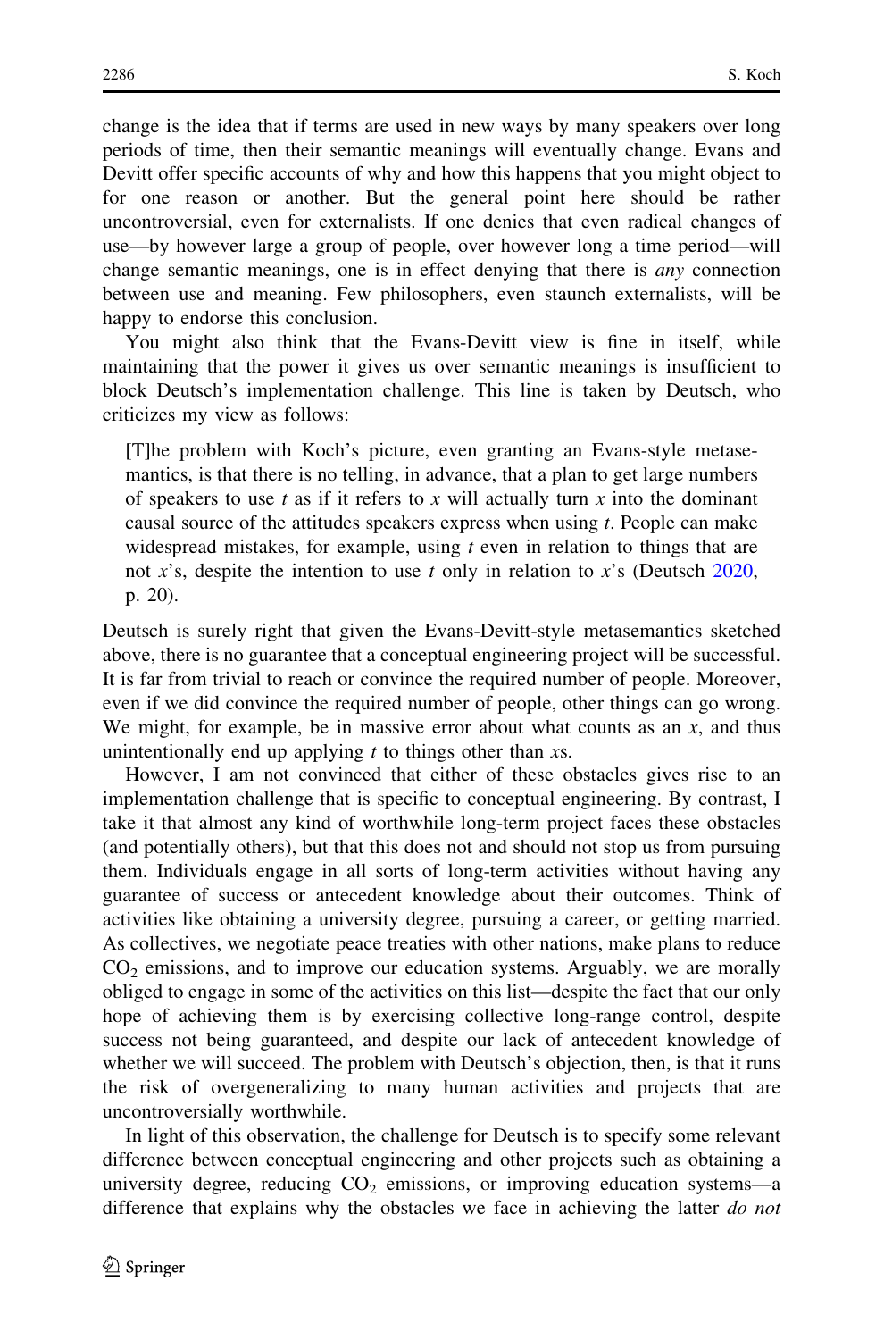change is the idea that if terms are used in new ways by many speakers over long periods of time, then their semantic meanings will eventually change. Evans and Devitt offer specific accounts of why and how this happens that you might object to for one reason or another. But the general point here should be rather uncontroversial, even for externalists. If one denies that even radical changes of use—by however large a group of people, over however long a time period—will change semantic meanings, one is in effect denying that there is *any* connection between use and meaning. Few philosophers, even staunch externalists, will be happy to endorse this conclusion.

You might also think that the Evans-Devitt view is fine in itself, while maintaining that the power it gives us over semantic meanings is insufficient to block Deutsch's implementation challenge. This line is taken by Deutsch, who criticizes my view as follows:

> [T]he problem with Koch's picture, even granting an Evans-style metasemantics, is that there is no telling, in advance, that a plan to get large numbers of speakers to use $t$ as if it refers to $x$ will actually turn $x$ into the dominant causal source of the attitudes speakers express when using $t$. People can make widespread mistakes, for example, using $t$ even in relation to things that are not $x$'s, despite the intention to use $t$ only in relation to $x$'s (Deutsch 2020, p. 20).

Deutsch is surely right that given the Evans-Devitt-style metasemantics sketched above, there is no guarantee that a conceptual engineering project will be successful. It is far from trivial to reach or convince the required number of people. Moreover, even if we did convince the required number of people, other things can go wrong. We might, for example, be in massive error about what counts as an $x$, and thus unintentionally end up applying $t$ to things other than $x$s.

However, I am not convinced that either of these obstacles gives rise to an implementation challenge that is specific to conceptual engineering. By contrast, I take it that almost any kind of worthwhile long-term project faces these obstacles (and potentially others), but that this does not and should not stop us from pursuing them. Individuals engage in all sorts of long-term activities without having any guarantee of success or antecedent knowledge about their outcomes. Think of activities like obtaining a university degree, pursuing a career, or getting married. As collectives, we negotiate peace treaties with other nations, make plans to reduce $CO_2$ emissions, and to improve our education systems. Arguably, we are morally obliged to engage in some of the activities on this list—despite the fact that our only hope of achieving them is by exercising collective long-range control, despite success not being guaranteed, and despite our lack of antecedent knowledge of whether we will succeed. The problem with Deutsch's objection, then, is that it runs the risk of overgeneralizing to many human activities and projects that are uncontroversially worthwhile.

In light of this observation, the challenge for Deutsch is to specify some relevant difference between conceptual engineering and other projects such as obtaining a university degree, reducing $CO_2$ emissions, or improving education systems—a difference that explains why the obstacles we face in achieving the latter *do not*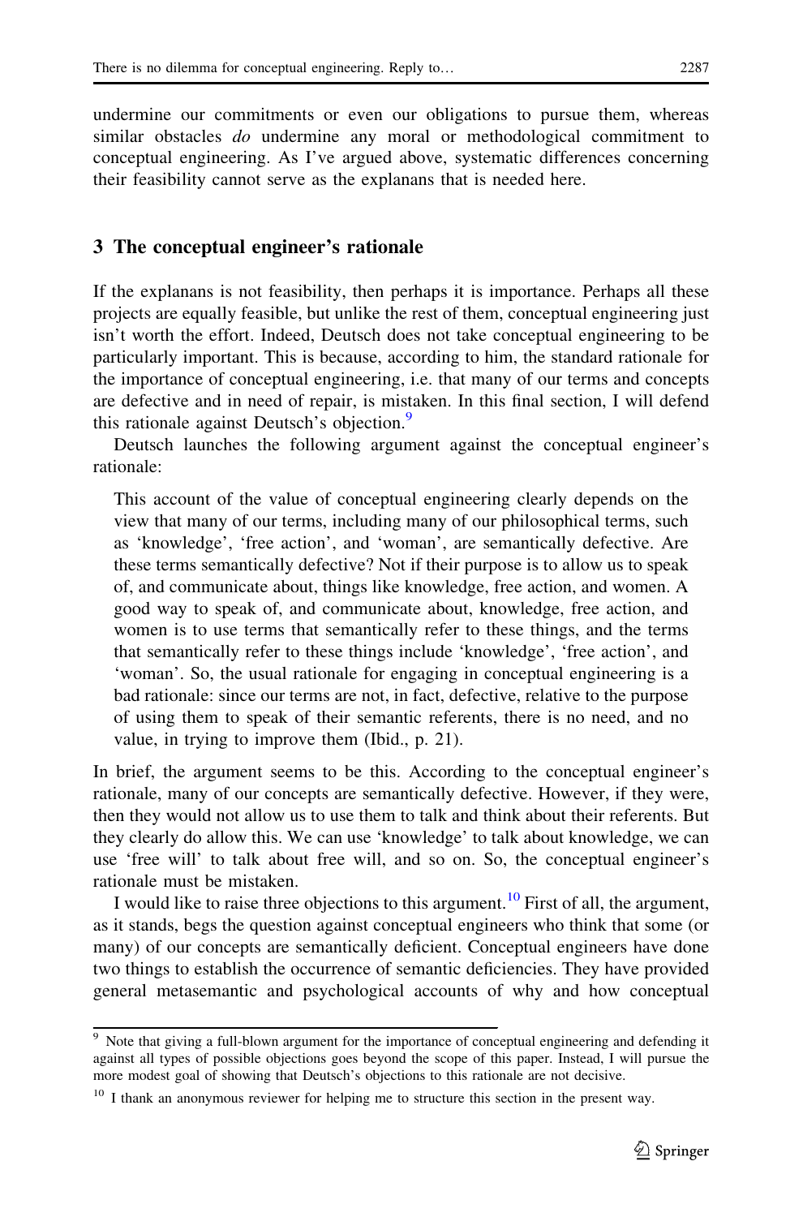undermine our commitments or even our obligations to pursue them, whereas similar obstacles *do* undermine any moral or methodological commitment to conceptual engineering. As I've argued above, systematic differences concerning their feasibility cannot serve as the explanans that is needed here.

## 3 The conceptual engineer's rationale

If the explanans is not feasibility, then perhaps it is importance. Perhaps all these projects are equally feasible, but unlike the rest of them, conceptual engineering just isn't worth the effort. Indeed, Deutsch does not take conceptual engineering to be particularly important. This is because, according to him, the standard rationale for the importance of conceptual engineering, i.e. that many of our terms and concepts are defective and in need of repair, is mistaken. In this final section, I will defend this rationale against Deutsch's objection.[9]

Deutsch launches the following argument against the conceptual engineer's rationale:

> This account of the value of conceptual engineering clearly depends on the view that many of our terms, including many of our philosophical terms, such as 'knowledge', 'free action', and 'woman', are semantically defective. Are these terms semantically defective? Not if their purpose is to allow us to speak of, and communicate about, things like knowledge, free action, and women. A good way to speak of, and communicate about, knowledge, free action, and women is to use terms that semantically refer to these things, and the terms that semantically refer to these things include 'knowledge', 'free action', and 'woman'. So, the usual rationale for engaging in conceptual engineering is a bad rationale: since our terms are not, in fact, defective, relative to the purpose of using them to speak of their semantic referents, there is no need, and no value, in trying to improve them (Ibid., p. 21).

In brief, the argument seems to be this. According to the conceptual engineer's rationale, many of our concepts are semantically defective. However, if they were, then they would not allow us to use them to talk and think about their referents. But they clearly do allow this. We can use 'knowledge' to talk about knowledge, we can use 'free will' to talk about free will, and so on. So, the conceptual engineer's rationale must be mistaken.

I would like to raise three objections to this argument.[10] First of all, the argument, as it stands, begs the question against conceptual engineers who think that some (or many) of our concepts are semantically deficient. Conceptual engineers have done two things to establish the occurrence of semantic deficiencies. They have provided general metasemantic and psychological accounts of why and how conceptual

---

[9] Note that giving a full-blown argument for the importance of conceptual engineering and defending it against all types of possible objections goes beyond the scope of this paper. Instead, I will pursue the more modest goal of showing that Deutsch's objections to this rationale are not decisive.

[10] I thank an anonymous reviewer for helping me to structure this section in the present way.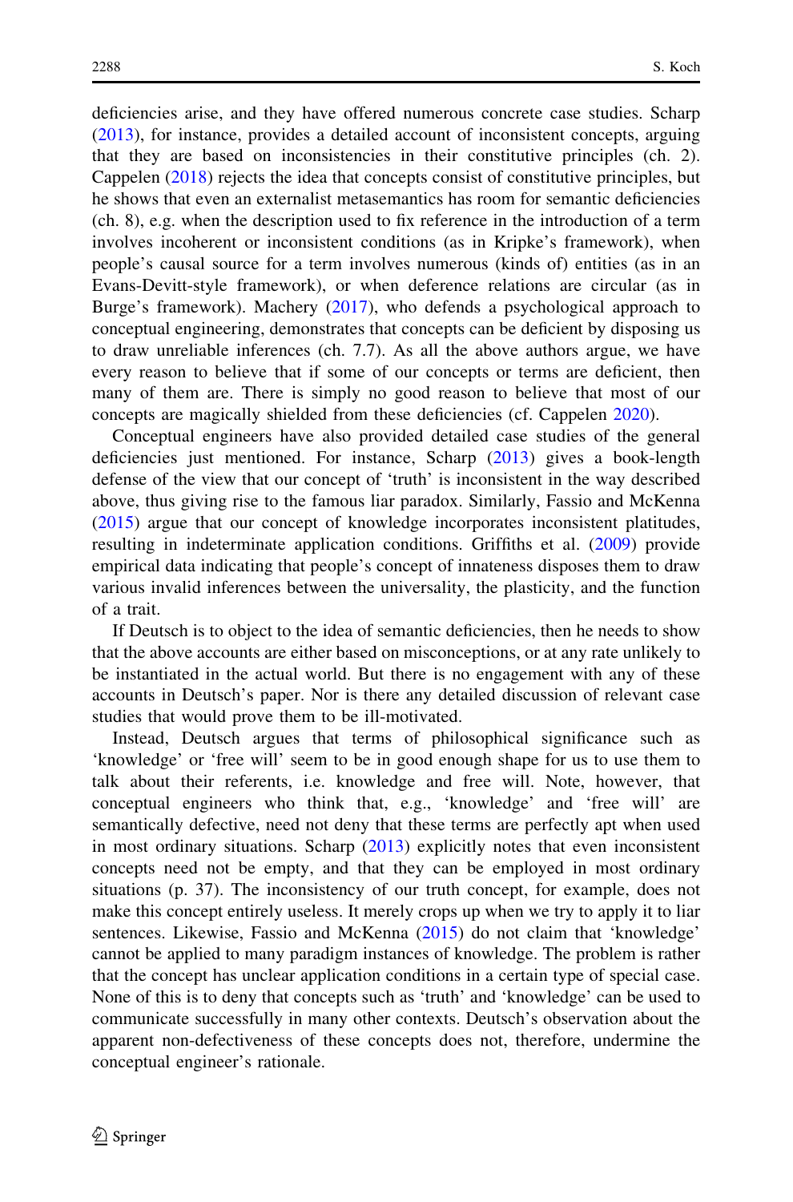deficiencies arise, and they have offered numerous concrete case studies. Scharp (2013), for instance, provides a detailed account of inconsistent concepts, arguing that they are based on inconsistencies in their constitutive principles (ch. 2). Cappelen (2018) rejects the idea that concepts consist of constitutive principles, but he shows that even an externalist metasemantics has room for semantic deficiencies (ch. 8), e.g. when the description used to fix reference in the introduction of a term involves incoherent or inconsistent conditions (as in Kripke's framework), when people's causal source for a term involves numerous (kinds of) entities (as in an Evans-Devitt-style framework), or when deference relations are circular (as in Burge's framework). Machery (2017), who defends a psychological approach to conceptual engineering, demonstrates that concepts can be deficient by disposing us to draw unreliable inferences (ch. 7.7). As all the above authors argue, we have every reason to believe that if some of our concepts or terms are deficient, then many of them are. There is simply no good reason to believe that most of our concepts are magically shielded from these deficiencies (cf. Cappelen 2020).

Conceptual engineers have also provided detailed case studies of the general deficiencies just mentioned. For instance, Scharp (2013) gives a book-length defense of the view that our concept of 'truth' is inconsistent in the way described above, thus giving rise to the famous liar paradox. Similarly, Fassio and McKenna (2015) argue that our concept of knowledge incorporates inconsistent platitudes, resulting in indeterminate application conditions. Griffiths et al. (2009) provide empirical data indicating that people's concept of innateness disposes them to draw various invalid inferences between the universality, the plasticity, and the function of a trait.

If Deutsch is to object to the idea of semantic deficiencies, then he needs to show that the above accounts are either based on misconceptions, or at any rate unlikely to be instantiated in the actual world. But there is no engagement with any of these accounts in Deutsch's paper. Nor is there any detailed discussion of relevant case studies that would prove them to be ill-motivated.

Instead, Deutsch argues that terms of philosophical significance such as 'knowledge' or 'free will' seem to be in good enough shape for us to use them to talk about their referents, i.e. knowledge and free will. Note, however, that conceptual engineers who think that, e.g., 'knowledge' and 'free will' are semantically defective, need not deny that these terms are perfectly apt when used in most ordinary situations. Scharp (2013) explicitly notes that even inconsistent concepts need not be empty, and that they can be employed in most ordinary situations (p. 37). The inconsistency of our truth concept, for example, does not make this concept entirely useless. It merely crops up when we try to apply it to liar sentences. Likewise, Fassio and McKenna (2015) do not claim that 'knowledge' cannot be applied to many paradigm instances of knowledge. The problem is rather that the concept has unclear application conditions in a certain type of special case. None of this is to deny that concepts such as 'truth' and 'knowledge' can be used to communicate successfully in many other contexts. Deutsch's observation about the apparent non-defectiveness of these concepts does not, therefore, undermine the conceptual engineer's rationale.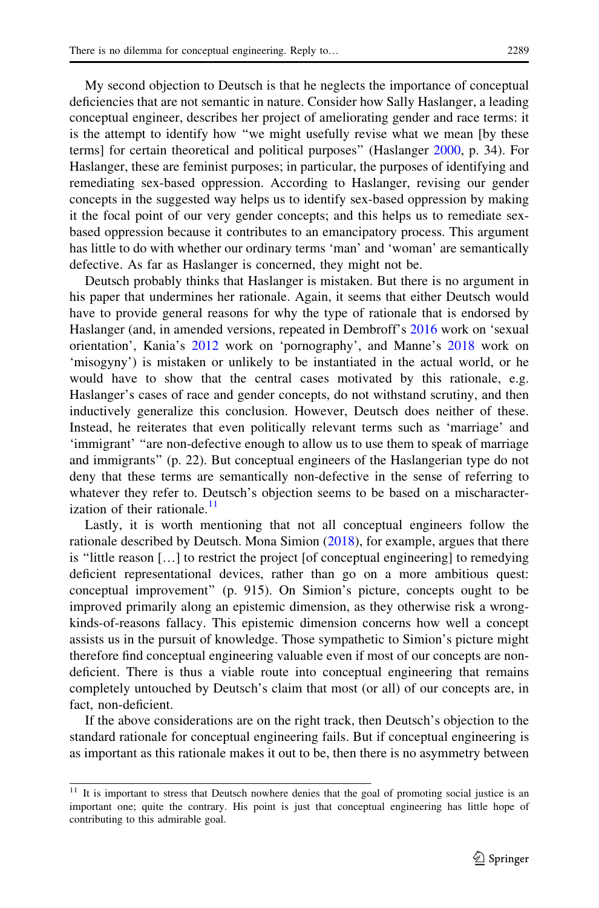My second objection to Deutsch is that he neglects the importance of conceptual deficiencies that are not semantic in nature. Consider how Sally Haslanger, a leading conceptual engineer, describes her project of ameliorating gender and race terms: it is the attempt to identify how "we might usefully revise what we mean [by these terms] for certain theoretical and political purposes" (Haslanger 2000, p. 34). For Haslanger, these are feminist purposes; in particular, the purposes of identifying and remediating sex-based oppression. According to Haslanger, revising our gender concepts in the suggested way helps us to identify sex-based oppression by making it the focal point of our very gender concepts; and this helps us to remediate sex-based oppression because it contributes to an emancipatory process. This argument has little to do with whether our ordinary terms 'man' and 'woman' are semantically defective. As far as Haslanger is concerned, they might not be.

Deutsch probably thinks that Haslanger is mistaken. But there is no argument in his paper that undermines her rationale. Again, it seems that either Deutsch would have to provide general reasons for why the type of rationale that is endorsed by Haslanger (and, in amended versions, repeated in Dembroff's 2016 work on 'sexual orientation', Kania's 2012 work on 'pornography', and Manne's 2018 work on 'misogyny') is mistaken or unlikely to be instantiated in the actual world, or he would have to show that the central cases motivated by this rationale, e.g. Haslanger's cases of race and gender concepts, do not withstand scrutiny, and then inductively generalize this conclusion. However, Deutsch does neither of these. Instead, he reiterates that even politically relevant terms such as 'marriage' and 'immigrant' "are non-defective enough to allow us to use them to speak of marriage and immigrants" (p. 22). But conceptual engineers of the Haslangerian type do not deny that these terms are semantically non-defective in the sense of referring to whatever they refer to. Deutsch's objection seems to be based on a mischaracterization of their rationale.[11]

Lastly, it is worth mentioning that not all conceptual engineers follow the rationale described by Deutsch. Mona Simion (2018), for example, argues that there is "little reason […] to restrict the project [of conceptual engineering] to remedying deficient representational devices, rather than go on a more ambitious quest: conceptual improvement" (p. 915). On Simion's picture, concepts ought to be improved primarily along an epistemic dimension, as they otherwise risk a wrong-kinds-of-reasons fallacy. This epistemic dimension concerns how well a concept assists us in the pursuit of knowledge. Those sympathetic to Simion's picture might therefore find conceptual engineering valuable even if most of our concepts are non-deficient. There is thus a viable route into conceptual engineering that remains completely untouched by Deutsch's claim that most (or all) of our concepts are, in fact, non-deficient.

If the above considerations are on the right track, then Deutsch's objection to the standard rationale for conceptual engineering fails. But if conceptual engineering is as important as this rationale makes it out to be, then there is no asymmetry between

[11] It is important to stress that Deutsch nowhere denies that the goal of promoting social justice is an important one; quite the contrary. His point is just that conceptual engineering has little hope of contributing to this admirable goal.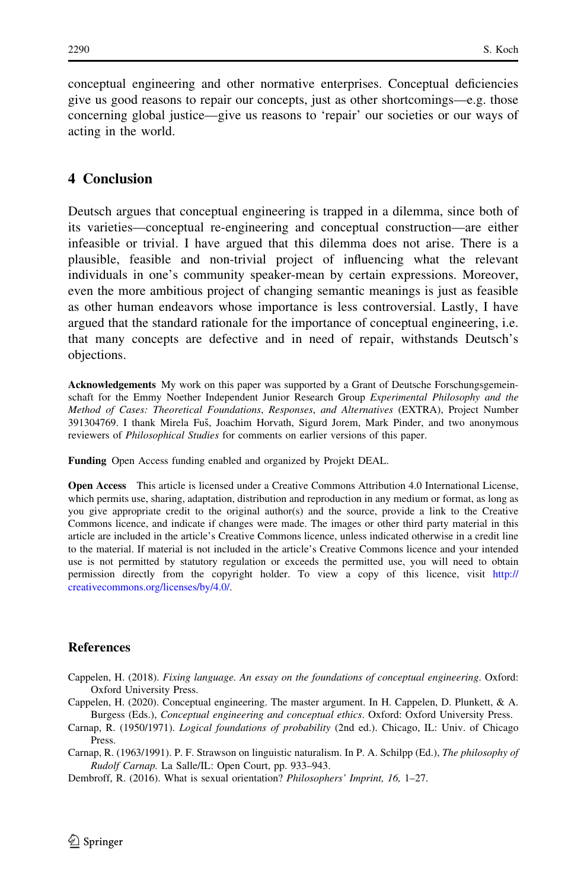conceptual engineering and other normative enterprises. Conceptual deficiencies give us good reasons to repair our concepts, just as other shortcomings—e.g. those concerning global justice—give us reasons to 'repair' our societies or our ways of acting in the world.

## 4 Conclusion

Deutsch argues that conceptual engineering is trapped in a dilemma, since both of its varieties—conceptual re-engineering and conceptual construction—are either infeasible or trivial. I have argued that this dilemma does not arise. There is a plausible, feasible and non-trivial project of influencing what the relevant individuals in one's community speaker-mean by certain expressions. Moreover, even the more ambitious project of changing semantic meanings is just as feasible as other human endeavors whose importance is less controversial. Lastly, I have argued that the standard rationale for the importance of conceptual engineering, i.e. that many concepts are defective and in need of repair, withstands Deutsch's objections.

**Acknowledgements** My work on this paper was supported by a Grant of Deutsche Forschungsgemeinschaft for the Emmy Noether Independent Junior Research Group *Experimental Philosophy and the Method of Cases: Theoretical Foundations*, *Responses*, *and Alternatives* (EXTRA), Project Number 391304769. I thank Mirela Fuš, Joachim Horvath, Sigurd Jorem, Mark Pinder, and two anonymous reviewers of *Philosophical Studies* for comments on earlier versions of this paper.

**Funding** Open Access funding enabled and organized by Projekt DEAL.

**Open Access** This article is licensed under a Creative Commons Attribution 4.0 International License, which permits use, sharing, adaptation, distribution and reproduction in any medium or format, as long as you give appropriate credit to the original author(s) and the source, provide a link to the Creative Commons licence, and indicate if changes were made. The images or other third party material in this article are included in the article's Creative Commons licence, unless indicated otherwise in a credit line to the material. If material is not included in the article's Creative Commons licence and your intended use is not permitted by statutory regulation or exceeds the permitted use, you will need to obtain permission directly from the copyright holder. To view a copy of this licence, visit http://creativecommons.org/licenses/by/4.0/.

## References

Cappelen, H. (2018). *Fixing language. An essay on the foundations of conceptual engineering*. Oxford: Oxford University Press.

Cappelen, H. (2020). Conceptual engineering. The master argument. In H. Cappelen, D. Plunkett, & A. Burgess (Eds.), *Conceptual engineering and conceptual ethics*. Oxford: Oxford University Press.

Carnap, R. (1950/1971). *Logical foundations of probability* (2nd ed.). Chicago, IL: Univ. of Chicago Press.

Carnap, R. (1963/1991). P. F. Strawson on linguistic naturalism. In P. A. Schilpp (Ed.), *The philosophy of Rudolf Carnap.* La Salle/IL: Open Court, pp. 933–943.

Dembroff, R. (2016). What is sexual orientation? *Philosophers' Imprint, 16,* 1–27.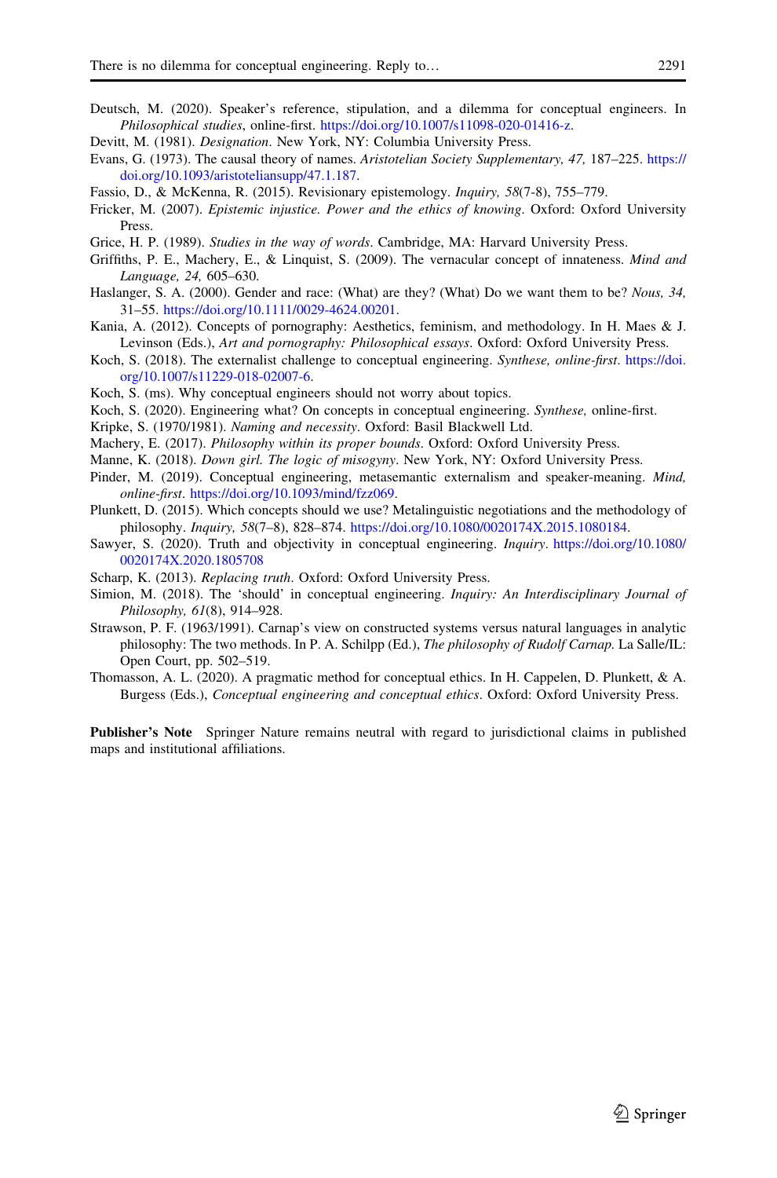Deutsch, M. (2020). Speaker's reference, stipulation, and a dilemma for conceptual engineers. In *Philosophical studies*, online-first. https://doi.org/10.1007/s11098-020-01416-z.

Devitt, M. (1981). *Designation*. New York, NY: Columbia University Press.

Evans, G. (1973). The causal theory of names. *Aristotelian Society Supplementary, 47,* 187–225. https://doi.org/10.1093/aristoteliansupp/47.1.187.

Fassio, D., & McKenna, R. (2015). Revisionary epistemology. *Inquiry, 58*(7-8), 755–779.

Fricker, M. (2007). *Epistemic injustice. Power and the ethics of knowing*. Oxford: Oxford University Press.

Grice, H. P. (1989). *Studies in the way of words*. Cambridge, MA: Harvard University Press.

Griffiths, P. E., Machery, E., & Linquist, S. (2009). The vernacular concept of innateness. *Mind and Language, 24,* 605–630.

Haslanger, S. A. (2000). Gender and race: (What) are they? (What) Do we want them to be? *Nous, 34,* 31–55. https://doi.org/10.1111/0029-4624.00201.

Kania, A. (2012). Concepts of pornography: Aesthetics, feminism, and methodology. In H. Maes & J. Levinson (Eds.), *Art and pornography: Philosophical essays*. Oxford: Oxford University Press.

Koch, S. (2018). The externalist challenge to conceptual engineering. *Synthese, online-first*. https://doi.org/10.1007/s11229-018-02007-6.

Koch, S. (ms). Why conceptual engineers should not worry about topics.

Koch, S. (2020). Engineering what? On concepts in conceptual engineering. *Synthese,* online-first.

Kripke, S. (1970/1981). *Naming and necessity*. Oxford: Basil Blackwell Ltd.

Machery, E. (2017). *Philosophy within its proper bounds*. Oxford: Oxford University Press.

Manne, K. (2018). *Down girl. The logic of misogyny*. New York, NY: Oxford University Press.

Pinder, M. (2019). Conceptual engineering, metasemantic externalism and speaker-meaning. *Mind, online-first*. https://doi.org/10.1093/mind/fzz069.

Plunkett, D. (2015). Which concepts should we use? Metalinguistic negotiations and the methodology of philosophy. *Inquiry, 58*(7–8), 828–874. https://doi.org/10.1080/0020174X.2015.1080184.

Sawyer, S. (2020). Truth and objectivity in conceptual engineering. *Inquiry*. https://doi.org/10.1080/0020174X.2020.1805708

Scharp, K. (2013). *Replacing truth*. Oxford: Oxford University Press.

Simion, M. (2018). The 'should' in conceptual engineering. *Inquiry: An Interdisciplinary Journal of Philosophy, 61*(8), 914–928.

Strawson, P. F. (1963/1991). Carnap's view on constructed systems versus natural languages in analytic philosophy: The two methods. In P. A. Schilpp (Ed.), *The philosophy of Rudolf Carnap.* La Salle/IL: Open Court, pp. 502–519.

Thomasson, A. L. (2020). A pragmatic method for conceptual ethics. In H. Cappelen, D. Plunkett, & A. Burgess (Eds.), *Conceptual engineering and conceptual ethics*. Oxford: Oxford University Press.

**Publisher's Note** Springer Nature remains neutral with regard to jurisdictional claims in published maps and institutional affiliations.